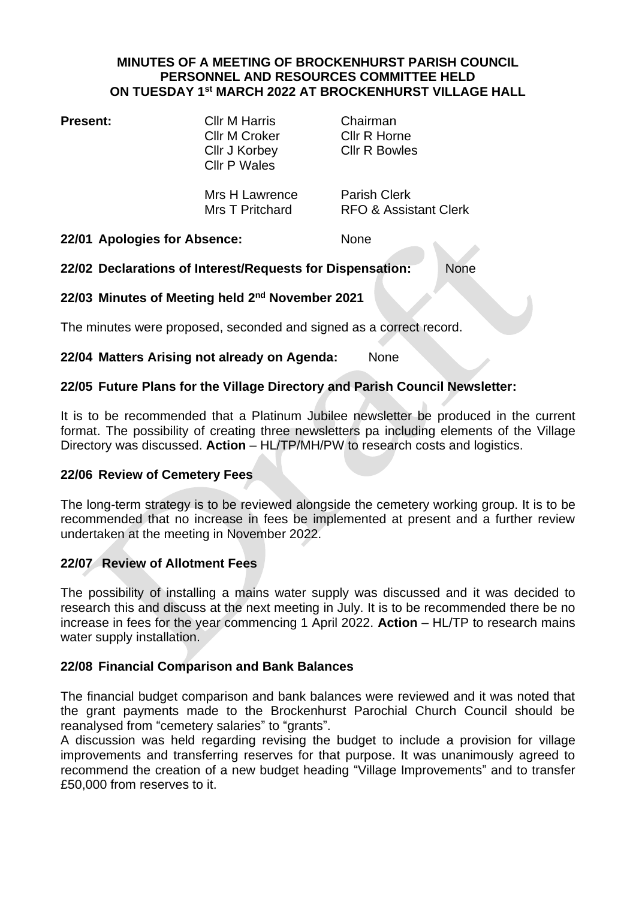# MINUTES OF A MEETING OF BROCKENHURST PARISH COUNCIL PERSONNEL AND RESOURCES COMMITTEE HELD ON TUESDAY 1st MARCH 2022 AT BROCKENHURST VILLAGE HALL

**Present:**

| | |
|---|---|
| Cllr M Harris | Chairman |
| Cllr M Croker | Cllr R Horne |
| Cllr J Korbey | Cllr R Bowles |
| Cllr P Wales | |
| Mrs H Lawrence | Parish Clerk |
| Mrs T Pritchard | RFO & Assistant Clerk |

**22/01 Apologies for Absence:** None

**22/02 Declarations of Interest/Requests for Dispensation:** None

**22/03 Minutes of Meeting held 2nd November 2021**

The minutes were proposed, seconded and signed as a correct record.

**22/04 Matters Arising not already on Agenda:** None

**22/05 Future Plans for the Village Directory and Parish Council Newsletter:**

It is to be recommended that a Platinum Jubilee newsletter be produced in the current format. The possibility of creating three newsletters pa including elements of the Village Directory was discussed. **Action** – HL/TP/MH/PW to research costs and logistics.

**22/06 Review of Cemetery Fees**

The long-term strategy is to be reviewed alongside the cemetery working group. It is to be recommended that no increase in fees be implemented at present and a further review undertaken at the meeting in November 2022.

**22/07 Review of Allotment Fees**

The possibility of installing a mains water supply was discussed and it was decided to research this and discuss at the next meeting in July. It is to be recommended there be no increase in fees for the year commencing 1 April 2022. **Action** – HL/TP to research mains water supply installation.

**22/08 Financial Comparison and Bank Balances**

The financial budget comparison and bank balances were reviewed and it was noted that the grant payments made to the Brockenhurst Parochial Church Council should be reanalysed from "cemetery salaries" to "grants".

A discussion was held regarding revising the budget to include a provision for village improvements and transferring reserves for that purpose. It was unanimously agreed to recommend the creation of a new budget heading "Village Improvements" and to transfer £50,000 from reserves to it.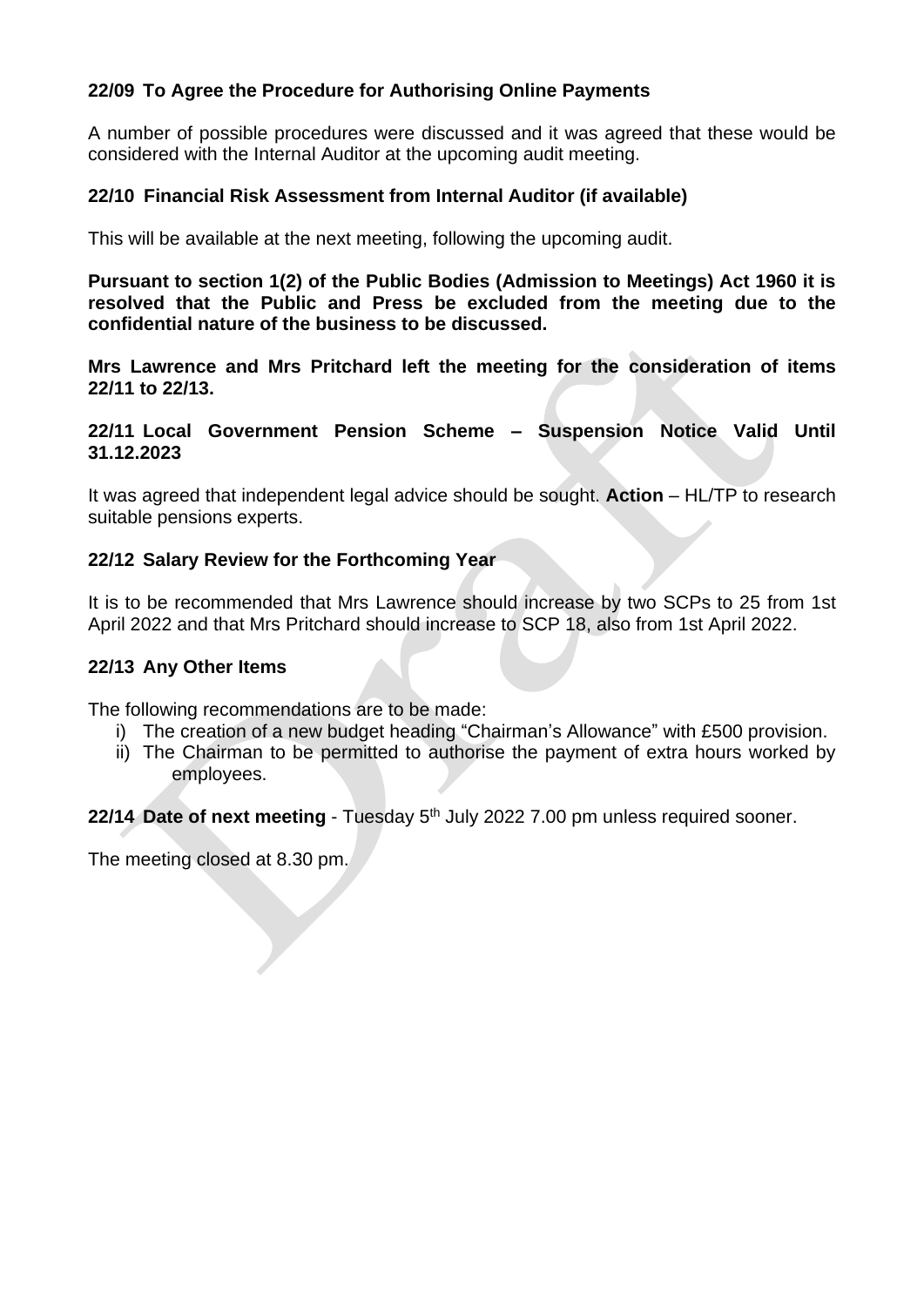**22/09 To Agree the Procedure for Authorising Online Payments**

A number of possible procedures were discussed and it was agreed that these would be considered with the Internal Auditor at the upcoming audit meeting.

**22/10 Financial Risk Assessment from Internal Auditor (if available)**

This will be available at the next meeting, following the upcoming audit.

**Pursuant to section 1(2) of the Public Bodies (Admission to Meetings) Act 1960 it is resolved that the Public and Press be excluded from the meeting due to the confidential nature of the business to be discussed.**

**Mrs Lawrence and Mrs Pritchard left the meeting for the consideration of items 22/11 to 22/13.**

**22/11 Local Government Pension Scheme – Suspension Notice Valid Until 31.12.2023**

It was agreed that independent legal advice should be sought. **Action** – HL/TP to research suitable pensions experts.

**22/12 Salary Review for the Forthcoming Year**

It is to be recommended that Mrs Lawrence should increase by two SCPs to 25 from 1st April 2022 and that Mrs Pritchard should increase to SCP 18, also from 1st April 2022.

**22/13 Any Other Items**

The following recommendations are to be made:

i) The creation of a new budget heading "Chairman's Allowance" with £500 provision.
ii) The Chairman to be permitted to authorise the payment of extra hours worked by employees.

**22/14 Date of next meeting** - Tuesday 5th July 2022 7.00 pm unless required sooner.

The meeting closed at 8.30 pm.